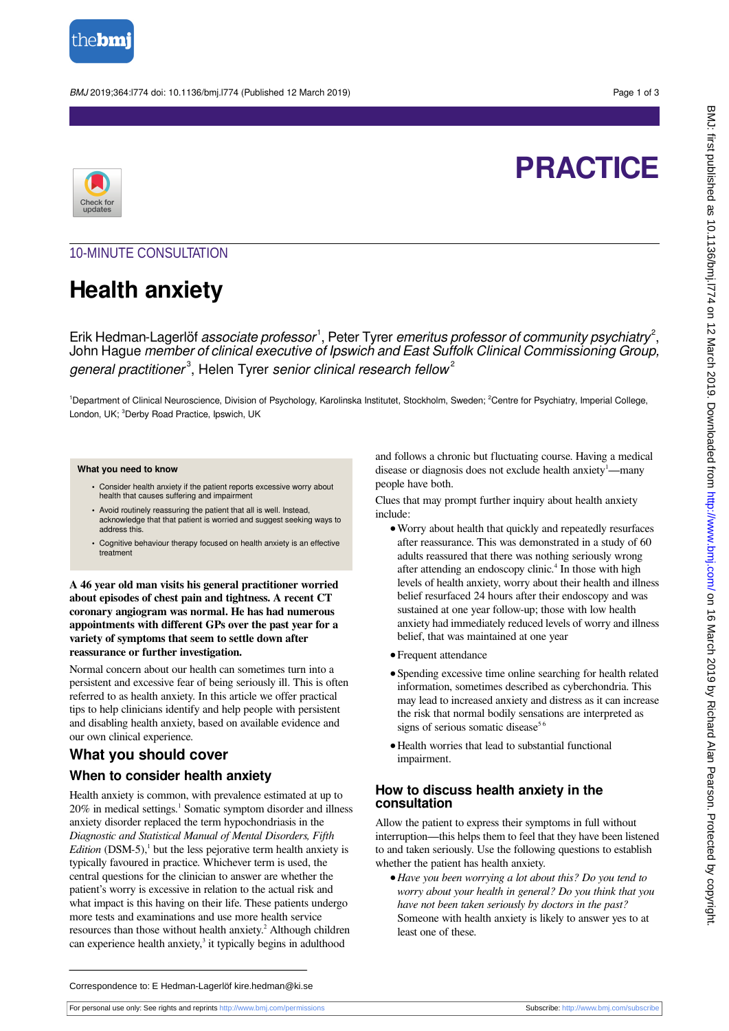# PRACTICE

## 10-MINUTE CONSULTATION

# Health anxiety

Erik Hedman-Lagerlöf *associate professor*[1], Peter Tyrer *emeritus professor of community psychiatry*[2], John Hague *member of clinical executive of Ipswich and East Suffolk Clinical Commissioning Group, general practitioner*[3], Helen Tyrer *senior clinical research fellow*[2]

[1]Department of Clinical Neuroscience, Division of Psychology, Karolinska Institutet, Stockholm, Sweden; [2]Centre for Psychiatry, Imperial College, London, UK; [3]Derby Road Practice, Ipswich, UK

**What you need to know**

- Consider health anxiety if the patient reports excessive worry about health that causes suffering and impairment
- Avoid routinely reassuring the patient that all is well. Instead, acknowledge that that patient is worried and suggest seeking ways to address this.
- Cognitive behaviour therapy focused on health anxiety is an effective treatment

**A 46 year old man visits his general practitioner worried about episodes of chest pain and tightness. A recent CT coronary angiogram was normal. He has had numerous appointments with different GPs over the past year for a variety of symptoms that seem to settle down after reassurance or further investigation.**

Normal concern about our health can sometimes turn into a persistent and excessive fear of being seriously ill. This is often referred to as health anxiety. In this article we offer practical tips to help clinicians identify and help people with persistent and disabling health anxiety, based on available evidence and our own clinical experience.

## What you should cover

### When to consider health anxiety

Health anxiety is common, with prevalence estimated at up to 20% in medical settings.[1] Somatic symptom disorder and illness anxiety disorder replaced the term hypochondriasis in the *Diagnostic and Statistical Manual of Mental Disorders, Fifth Edition* (DSM-5),[1] but the less pejorative term health anxiety is typically favoured in practice. Whichever term is used, the central questions for the clinician to answer are whether the patient's worry is excessive in relation to the actual risk and what impact is this having on their life. These patients undergo more tests and examinations and use more health service resources than those without health anxiety.[2] Although children can experience health anxiety,[3] it typically begins in adulthood and follows a chronic but fluctuating course. Having a medical disease or diagnosis does not exclude health anxiety[1]—many people have both.

Clues that may prompt further inquiry about health anxiety include:

- Worry about health that quickly and repeatedly resurfaces after reassurance. This was demonstrated in a study of 60 adults reassured that there was nothing seriously wrong after attending an endoscopy clinic.[4] In those with high levels of health anxiety, worry about their health and illness belief resurfaced 24 hours after their endoscopy and was sustained at one year follow-up; those with low health anxiety had immediately reduced levels of worry and illness belief, that was maintained at one year
- Frequent attendance
- Spending excessive time online searching for health related information, sometimes described as cyberchondria. This may lead to increased anxiety and distress as it can increase the risk that normal bodily sensations are interpreted as signs of serious somatic disease[5,6]
- Health worries that lead to substantial functional impairment.

### How to discuss health anxiety in the consultation

Allow the patient to express their symptoms in full without interruption—this helps them to feel that they have been listened to and taken seriously. Use the following questions to establish whether the patient has health anxiety.

- *Have you been worrying a lot about this? Do you tend to worry about your health in general? Do you think that you have not been taken seriously by doctors in the past?* Someone with health anxiety is likely to answer yes to at least one of these.

Correspondence to: E Hedman-Lagerlöf kire.hedman@ki.se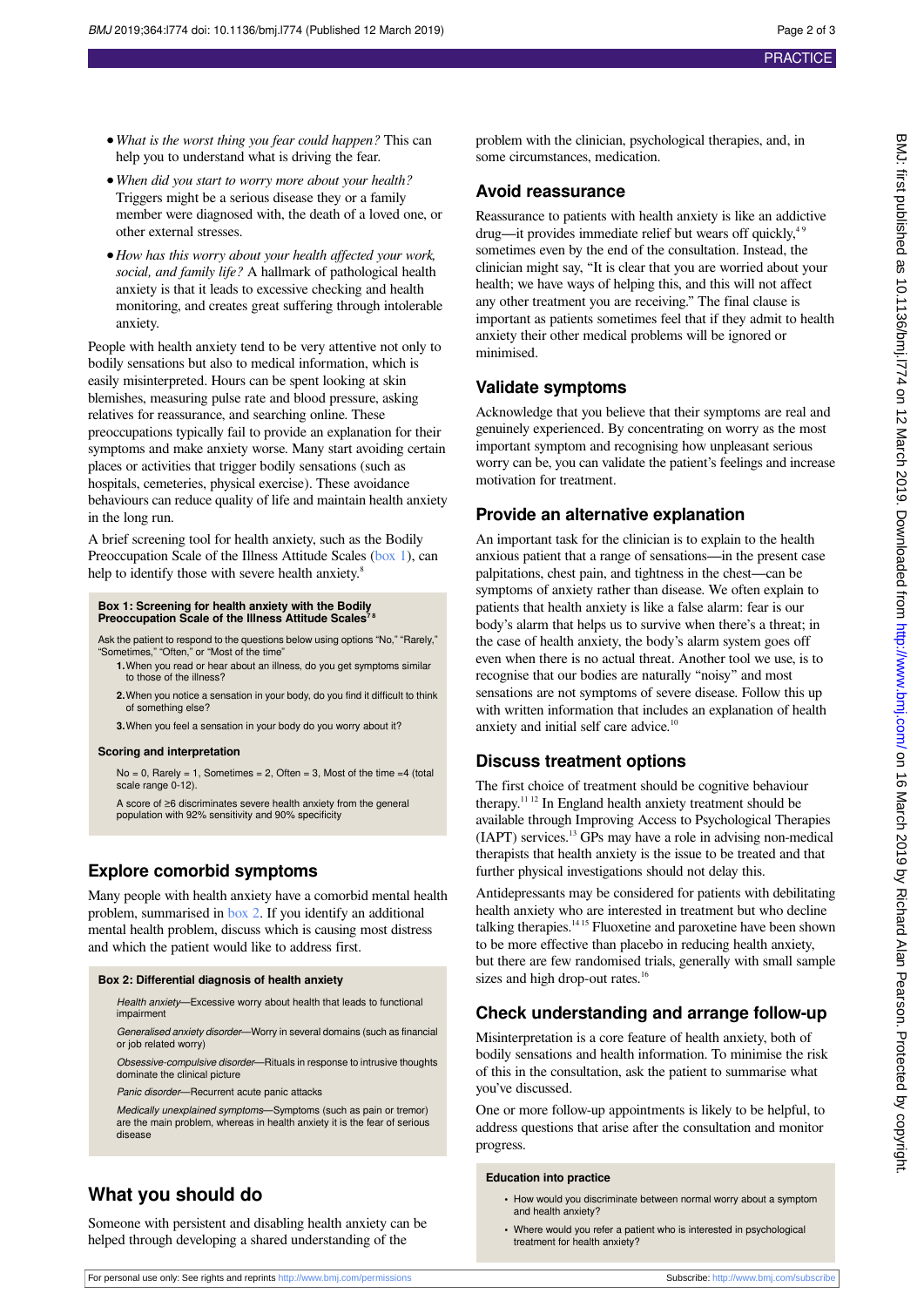- *What is the worst thing you fear could happen?* This can help you to understand what is driving the fear.
- *When did you start to worry more about your health?* Triggers might be a serious disease they or a family member were diagnosed with, the death of a loved one, or other external stresses.
- *How has this worry about your health affected your work, social, and family life?* A hallmark of pathological health anxiety is that it leads to excessive checking and health monitoring, and creates great suffering through intolerable anxiety.

People with health anxiety tend to be very attentive not only to bodily sensations but also to medical information, which is easily misinterpreted. Hours can be spent looking at skin blemishes, measuring pulse rate and blood pressure, asking relatives for reassurance, and searching online. These preoccupations typically fail to provide an explanation for their symptoms and make anxiety worse. Many start avoiding certain places or activities that trigger bodily sensations (such as hospitals, cemeteries, physical exercise). These avoidance behaviours can reduce quality of life and maintain health anxiety in the long run.

A brief screening tool for health anxiety, such as the Bodily Preoccupation Scale of the Illness Attitude Scales (box 1), can help to identify those with severe health anxiety.[8]

**Box 1: Screening for health anxiety with the Bodily Preoccupation Scale of the Illness Attitude Scales[7 8]**

Ask the patient to respond to the questions below using options "No," "Rarely," "Sometimes," "Often," or "Most of the time"

1. When you read or hear about an illness, do you get symptoms similar to those of the illness?
2. When you notice a sensation in your body, do you find it difficult to think of something else?
3. When you feel a sensation in your body do you worry about it?

**Scoring and interpretation**

No = 0, Rarely = 1, Sometimes = 2, Often = 3, Most of the time =4 (total scale range 0-12).

A score of ≥6 discriminates severe health anxiety from the general population with 92% sensitivity and 90% specificity

## Explore comorbid symptoms

Many people with health anxiety have a comorbid mental health problem, summarised in box 2. If you identify an additional mental health problem, discuss which is causing most distress and which the patient would like to address first.

**Box 2: Differential diagnosis of health anxiety**

*Health anxiety*—Excessive worry about health that leads to functional impairment

*Generalised anxiety disorder*—Worry in several domains (such as financial or job related worry)

*Obsessive-compulsive disorder*—Rituals in response to intrusive thoughts dominate the clinical picture

*Panic disorder*—Recurrent acute panic attacks

*Medically unexplained symptoms*—Symptoms (such as pain or tremor) are the main problem, whereas in health anxiety it is the fear of serious disease

## What you should do

Someone with persistent and disabling health anxiety can be helped through developing a shared understanding of the problem with the clinician, psychological therapies, and, in some circumstances, medication.

## Avoid reassurance

Reassurance to patients with health anxiety is like an addictive drug—it provides immediate relief but wears off quickly,[4 9] sometimes even by the end of the consultation. Instead, the clinician might say, "It is clear that you are worried about your health; we have ways of helping this, and this will not affect any other treatment you are receiving." The final clause is important as patients sometimes feel that if they admit to health anxiety their other medical problems will be ignored or minimised.

## Validate symptoms

Acknowledge that you believe that their symptoms are real and genuinely experienced. By concentrating on worry as the most important symptom and recognising how unpleasant serious worry can be, you can validate the patient's feelings and increase motivation for treatment.

## Provide an alternative explanation

An important task for the clinician is to explain to the health anxious patient that a range of sensations—in the present case palpitations, chest pain, and tightness in the chest—can be symptoms of anxiety rather than disease. We often explain to patients that health anxiety is like a false alarm: fear is our body's alarm that helps us to survive when there's a threat; in the case of health anxiety, the body's alarm system goes off even when there is no actual threat. Another tool we use, is to recognise that our bodies are naturally "noisy" and most sensations are not symptoms of severe disease. Follow this up with written information that includes an explanation of health anxiety and initial self care advice.[10]

## Discuss treatment options

The first choice of treatment should be cognitive behaviour therapy.[11 12] In England health anxiety treatment should be available through Improving Access to Psychological Therapies (IAPT) services.[13] GPs may have a role in advising non-medical therapists that health anxiety is the issue to be treated and that further physical investigations should not delay this.

Antidepressants may be considered for patients with debilitating health anxiety who are interested in treatment but who decline talking therapies.[14 15] Fluoxetine and paroxetine have been shown to be more effective than placebo in reducing health anxiety, but there are few randomised trials, generally with small sample sizes and high drop-out rates.[16]

## Check understanding and arrange follow-up

Misinterpretation is a core feature of health anxiety, both of bodily sensations and health information. To minimise the risk of this in the consultation, ask the patient to summarise what you've discussed.

One or more follow-up appointments is likely to be helpful, to address questions that arise after the consultation and monitor progress.

**Education into practice**

- How would you discriminate between normal worry about a symptom and health anxiety?
- Where would you refer a patient who is interested in psychological treatment for health anxiety?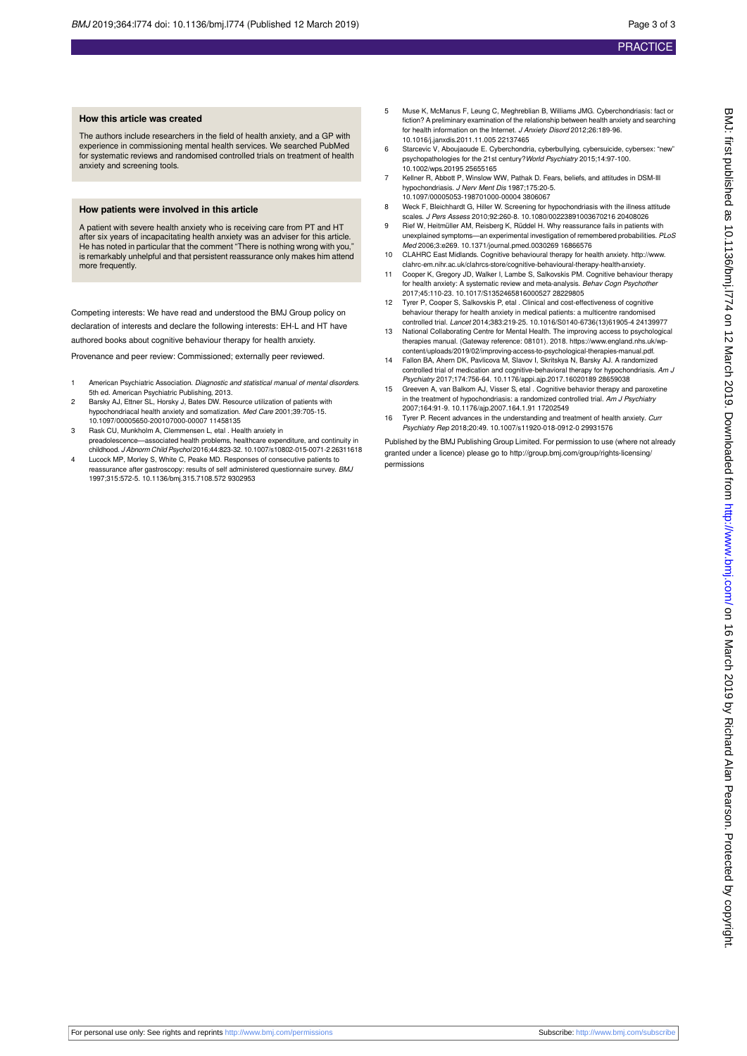### How this article was created

The authors include researchers in the field of health anxiety, and a GP with experience in commissioning mental health services. We searched PubMed for systematic reviews and randomised controlled trials on treatment of health anxiety and screening tools.

### How patients were involved in this article

A patient with severe health anxiety who is receiving care from PT and HT after six years of incapacitating health anxiety was an adviser for this article. He has noted in particular that the comment "There is nothing wrong with you," is remarkably unhelpful and that persistent reassurance only makes him attend more frequently.

Competing interests: We have read and understood the BMJ Group policy on declaration of interests and declare the following interests: EH-L and HT have authored books about cognitive behaviour therapy for health anxiety.

Provenance and peer review: Commissioned; externally peer reviewed.

1. American Psychiatric Association. *Diagnostic and statistical manual of mental disorders.* 5th ed. American Psychiatric Publishing, 2013.
2. Barsky AJ, Ettner SL, Horsky J, Bates DW. Resource utilization of patients with hypochondriacal health anxiety and somatization. *Med Care* 2001;39:705-15. 10.1097/00005650-200107000-00007 11458135
3. Rask CU, Munkholm A, Clemmensen L, etal . Health anxiety in preadolescence—associated health problems, healthcare expenditure, and continuity in childhood. *J Abnorm Child Psychol* 2016;44:823-32. 10.1007/s10802-015-0071-2 26311618
4. Lucock MP, Morley S, White C, Peake MD. Responses of consecutive patients to reassurance after gastroscopy: results of self administered questionnaire survey. *BMJ* 1997;315:572-5. 10.1136/bmj.315.7108.572 9302953
5. Muse K, McManus F, Leung C, Meghreblian B, Williams JMG. Cyberchondriasis: fact or fiction? A preliminary examination of the relationship between health anxiety and searching for health information on the Internet. *J Anxiety Disord* 2012;26:189-96. 10.1016/j.janxdis.2011.11.005 22137465
6. Starcevic V, Aboujaoude E. Cyberchondria, cyberbullying, cybersuicide, cybersex: "new" psychopathologies for the 21st century? *World Psychiatry* 2015;14:97-100. 10.1002/wps.20195 25655165
7. Kellner R, Abbott P, Winslow WW, Pathak D. Fears, beliefs, and attitudes in DSM-III hypochondriasis. *J Nerv Ment Dis* 1987;175:20-5. 10.1097/00005053-198701000-00004 3806067
8. Weck F, Bleichhardt G, Hiller W. Screening for hypochondriasis with the illness attitude scales. *J Pers Assess* 2010;92:260-8. 10.1080/00223891003670216 20408026
9. Rief W, Heitmüller AM, Reisberg K, Rüddel H. Why reassurance fails in patients with unexplained symptoms—an experimental investigation of remembered probabilities. *PLoS Med* 2006;3:e269. 10.1371/journal.pmed.0030269 16866576
10. CLAHRC East Midlands. Cognitive behavioural therapy for health anxiety. http://www.clahrc-em.nihr.ac.uk/clahrcs-store/cognitive-behavioural-therapy-health-anxiety.
11. Cooper K, Gregory JD, Walker I, Lambe S, Salkovskis PM. Cognitive behaviour therapy for health anxiety: A systematic review and meta-analysis. *Behav Cogn Psychother* 2017;45:110-23. 10.1017/S1352465816000527 28229805
12. Tyrer P, Cooper S, Salkovskis P, etal . Clinical and cost-effectiveness of cognitive behaviour therapy for health anxiety in medical patients: a multicentre randomised controlled trial. *Lancet* 2014;383:219-25. 10.1016/S0140-6736(13)61905-4 24139977
13. National Collaborating Centre for Mental Health. The improving access to psychological therapies manual. (Gateway reference: 08101). 2018. https://www.england.nhs.uk/wp-content/uploads/2019/02/improving-access-to-psychological-therapies-manual.pdf.
14. Fallon BA, Ahern DK, Pavlicova M, Slavov I, Skritskya N, Barsky AJ. A randomized controlled trial of medication and cognitive-behavioral therapy for hypochondriasis. *Am J Psychiatry* 2017;174:756-64. 10.1176/appi.ajp.2017.16020189 28659038
15. Greeven A, van Balkom AJ, Visser S, etal . Cognitive behavior therapy and paroxetine in the treatment of hypochondriasis: a randomized controlled trial. *Am J Psychiatry* 2007;164:91-9. 10.1176/ajp.2007.164.1.91 17202549
16. Tyrer P. Recent advances in the understanding and treatment of health anxiety. *Curr Psychiatry Rep* 2018;20:49. 10.1007/s11920-018-0912-0 29931576

Published by the BMJ Publishing Group Limited. For permission to use (where not already granted under a licence) please go to http://group.bmj.com/group/rights-licensing/permissions